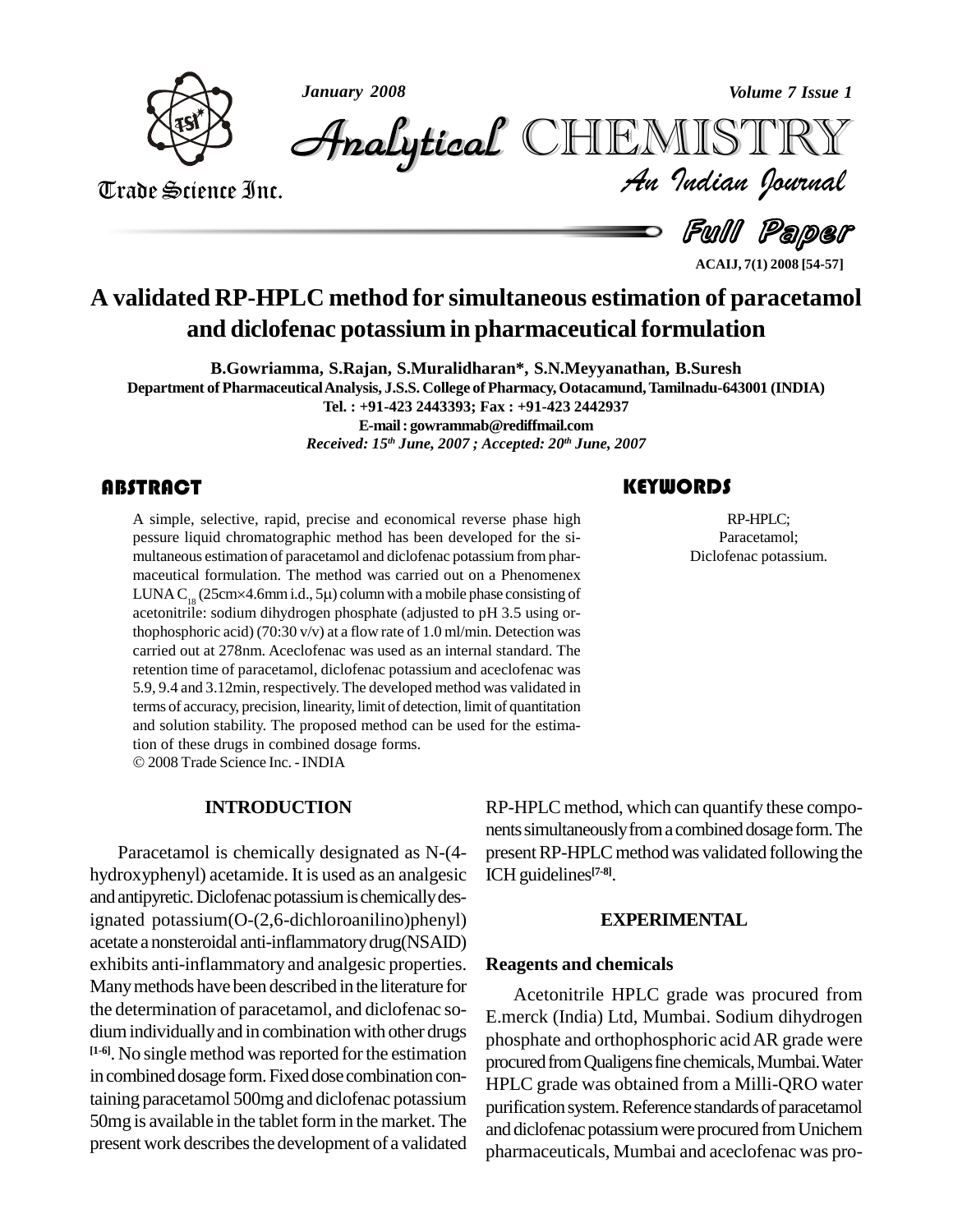# A validated RP-HPLC method for simultaneous estimation of paracetamol and diclofenac potassium in pharmaceutical formulation

**B.Gowriamma, S.Rajan, S.Muralidharan*, S.N.Meyyanathan, B.Suresh**

Department of Pharmaceutical Analysis, J.S.S. College of Pharmacy, Ootacamund, Tamilnadu-643001 (INDIA)

Tel. : +91-423 2443393; Fax : +91-423 2442937

E-mail : gowrammab@rediffmail.com

*Received: 15th June, 2007 ; Accepted: 20th June, 2007*

## ABSTRACT

A simple, selective, rapid, precise and economical reverse phase high pessure liquid chromatographic method has been developed for the simultaneous estimation of paracetamol and diclofenac potassium from pharmaceutical formulation. The method was carried out on a Phenomenex LUNA $C_{18}$ (25cm×4.6mm i.d., 5μ) column with a mobile phase consisting of acetonitrile: sodium dihydrogen phosphate (adjusted to pH 3.5 using orthophosphoric acid) (70:30 v/v) at a flow rate of 1.0 ml/min. Detection was carried out at 278nm. Aceclofenac was used as an internal standard. The retention time of paracetamol, diclofenac potassium and aceclofenac was 5.9, 9.4 and 3.12min, respectively. The developed method was validated in terms of accuracy, precision, linearity, limit of detection, limit of quantitation and solution stability. The proposed method can be used for the estimation of these drugs in combined dosage forms.

© 2008 Trade Science Inc. - INDIA

## KEYWORDS

RP-HPLC;
Paracetamol;
Diclofenac potassium.

## INTRODUCTION

Paracetamol is chemically designated as N-(4-hydroxyphenyl) acetamide. It is used as an analgesic and antipyretic. Diclofenac potassium is chemically designated potassium(O-(2,6-dichloroanilino)phenyl) acetate a nonsteroidal anti-inflammatory drug(NSAID) exhibits anti-inflammatory and analgesic properties. Many methods have been described in the literature for the determination of paracetamol, and diclofenac sodium individually and in combination with other drugs [1-6]. No single method was reported for the estimation in combined dosage form. Fixed dose combination containing paracetamol 500mg and diclofenac potassium 50mg is available in the tablet form in the market. The present work describes the development of a validated RP-HPLC method, which can quantify these components simultaneously from a combined dosage form. The present RP-HPLC method was validated following the ICH guidelines[7-8].

## EXPERIMENTAL

### Reagents and chemicals

Acetonitrile HPLC grade was procured from E.merck (India) Ltd, Mumbai. Sodium dihydrogen phosphate and orthophosphoric acid AR grade were procured from Qualigens fine chemicals, Mumbai. Water HPLC grade was obtained from a Milli-QRO water purification system. Reference standards of paracetamol and diclofenac potassium were procured from Unichem pharmaceuticals, Mumbai and aceclofenac was pro-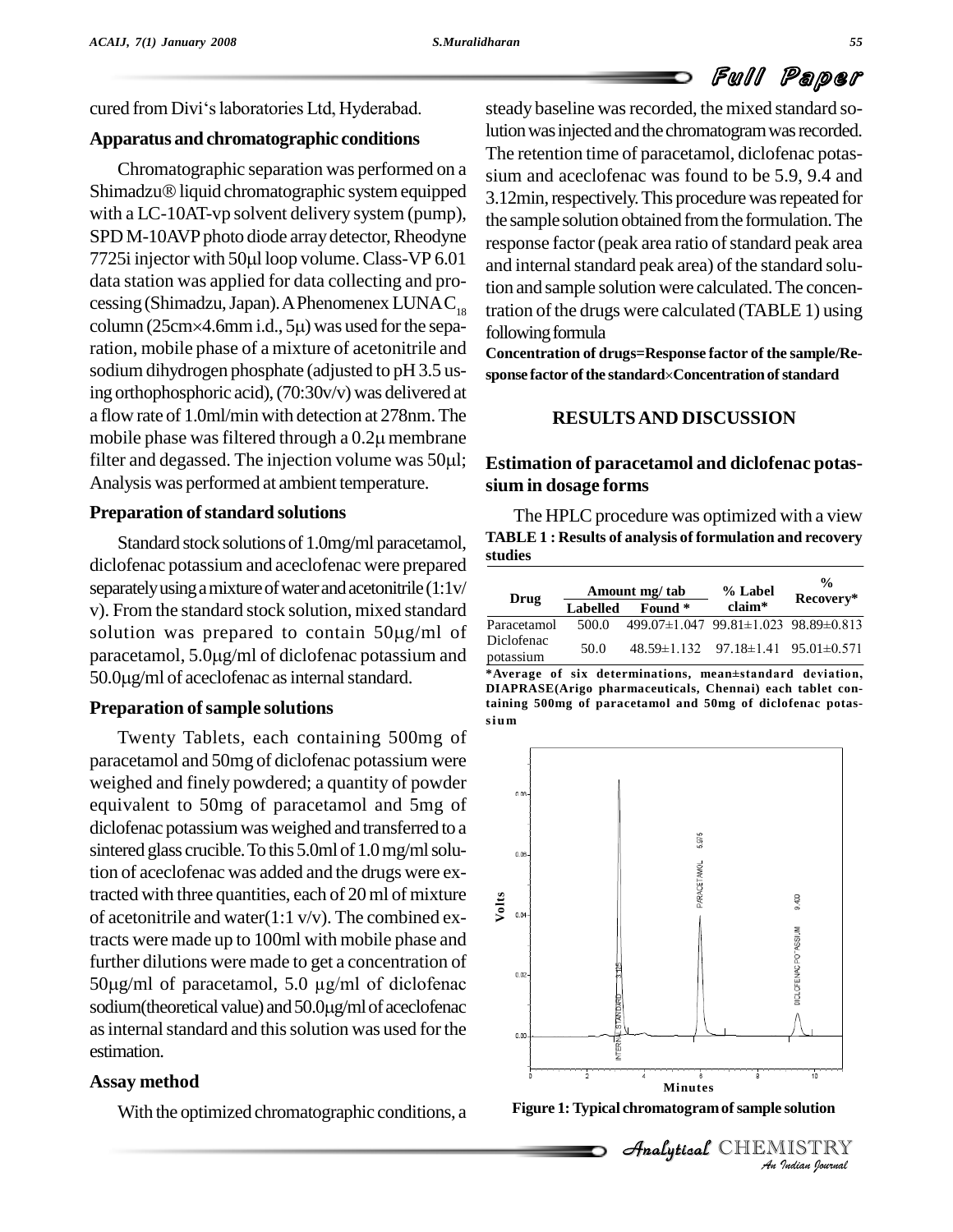cured from Divi's laboratories Ltd, Hyderabad.

### Apparatus and chromatographic conditions

Chromatographic separation was performed on a Shimadzu® liquid chromatographic system equipped with a LC-10AT-vp solvent delivery system (pump), SPD M-10AVP photo diode array detector, Rheodyne 7725i injector with 50μl loop volume. Class-VP 6.01 data station was applied for data collecting and processing (Shimadzu, Japan). A Phenomenex LUNA $C_{18}$ column (25cm×4.6mm i.d., 5μ) was used for the separation, mobile phase of a mixture of acetonitrile and sodium dihydrogen phosphate (adjusted to pH 3.5 using orthophosphoric acid), (70:30v/v) was delivered at a flow rate of 1.0ml/min with detection at 278nm. The mobile phase was filtered through a 0.2μ membrane filter and degassed. The injection volume was 50μl; Analysis was performed at ambient temperature.

### Preparation of standard solutions

Standard stock solutions of 1.0mg/ml paracetamol, diclofenac potassium and aceclofenac were prepared separately using a mixture of water and acetonitrile (1:1v/v). From the standard stock solution, mixed standard solution was prepared to contain 50μg/ml of paracetamol, 5.0μg/ml of diclofenac potassium and 50.0μg/ml of aceclofenac as internal standard.

### Preparation of sample solutions

Twenty Tablets, each containing 500mg of paracetamol and 50mg of diclofenac potassium were weighed and finely powdered; a quantity of powder equivalent to 50mg of paracetamol and 5mg of diclofenac potassium was weighed and transferred to a sintered glass crucible. To this 5.0ml of 1.0 mg/ml solution of aceclofenac was added and the drugs were extracted with three quantities, each of 20 ml of mixture of acetonitrile and water(1:1 v/v). The combined extracts were made up to 100ml with mobile phase and further dilutions were made to get a concentration of 50μg/ml of paracetamol, 5.0 μg/ml of diclofenac sodium(theoretical value) and 50.0μg/ml of aceclofenac as internal standard and this solution was used for the estimation.

### Assay method

With the optimized chromatographic conditions, a steady baseline was recorded, the mixed standard solution was injected and the chromatogram was recorded. The retention time of paracetamol, diclofenac potassium and aceclofenac was found to be 5.9, 9.4 and 3.12min, respectively. This procedure was repeated for the sample solution obtained from the formulation. The response factor (peak area ratio of standard peak area and internal standard peak area) of the standard solution and sample solution were calculated. The concentration of the drugs were calculated (TABLE 1) using following formula

**Concentration of drugs=Response factor of the sample/Response factor of the standard×Concentration of standard**

## RESULTS AND DISCUSSION

### Estimation of paracetamol and diclofenac potassium in dosage forms

The HPLC procedure was optimized with a view

**TABLE 1 : Results of analysis of formulation and recovery studies**

| Drug | Amount mg/ tab | | % Label claim* | % Recovery* |
|---|---|---|---|---|
| | Labelled | Found * | | |
| Paracetamol | 500.0 | 499.07±1.047 | 99.81±1.023 | 98.89±0.813 |
| Diclofenac potassium | 50.0 | 48.59±1.132 | 97.18±1.41 | 95.01±0.571 |

**\*Average of six determinations, mean±standard deviation, DIAPRASE(Arigo pharmaceuticals, Chennai) each tablet containing 500mg of paracetamol and 50mg of diclofenac potassium**

**Figure 1: Typical chromatogram of sample solution**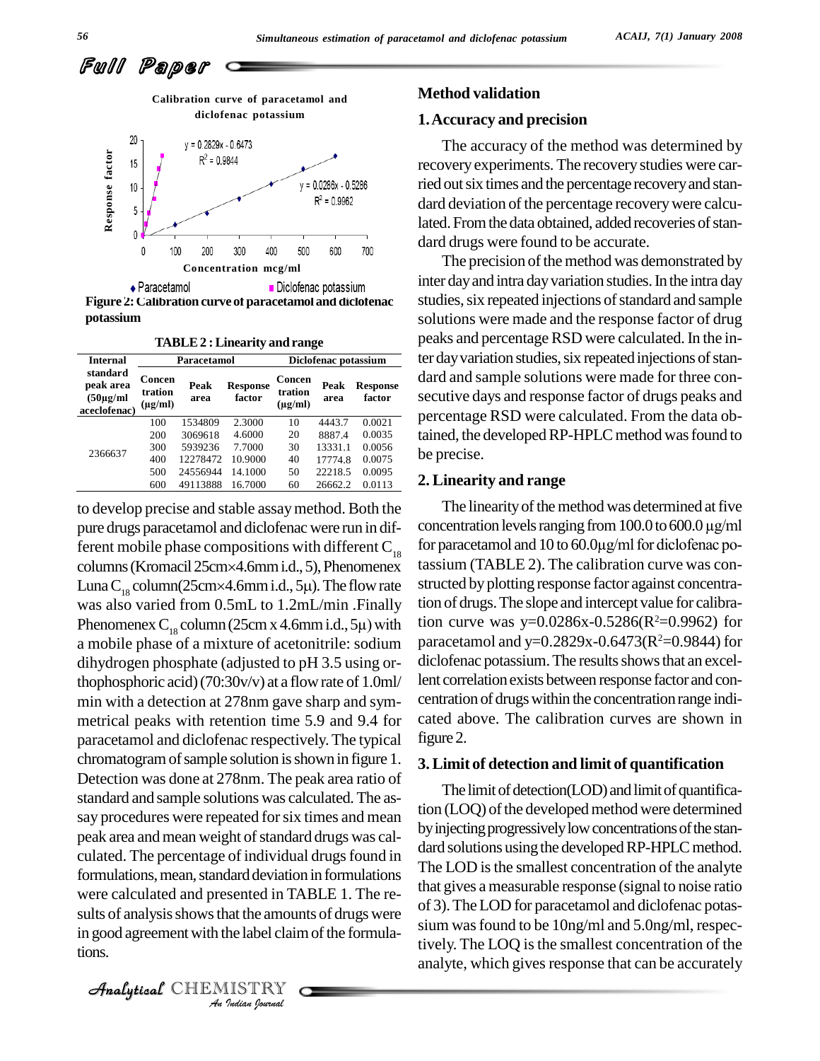Calibration curve of paracetamol and diclofenac potassium

Figure 2: Calibration curve of paracetamol and diclofenac potassium

**TABLE 2 : Linearity and range**

| Internal standard peak area (50µg/ml aceclofenac) | Paracetamol | | | Diclofenac potassium | | |
|---|---|---|---|---|---|---|
| | Concen tration (µg/ml) | Peak area | Response factor | Concen tration (µg/ml) | Peak area | Response factor |
| 2366637 | 100 | 1534809 | 2.3000 | 10 | 4443.7 | 0.0021 |
| | 200 | 3069618 | 4.6000 | 20 | 8887.4 | 0.0035 |
| | 300 | 5939236 | 7.7000 | 30 | 13331.1 | 0.0056 |
| | 400 | 12278472 | 10.9000 | 40 | 17774.8 | 0.0075 |
| | 500 | 24556944 | 14.1000 | 50 | 22218.5 | 0.0095 |
| | 600 | 49113888 | 16.7000 | 60 | 26662.2 | 0.0113 |

to develop precise and stable assay method. Both the pure drugs paracetamol and diclofenac were run in different mobile phase compositions with different $C_{18}$ columns (Kromacil 25cm×4.6mm i.d., 5), Phenomenex Luna $C_{18}$ column(25cm×4.6mm i.d., 5µ). The flow rate was also varied from 0.5mL to 1.2mL/min .Finally Phenomenex $C_{18}$ column (25cm x 4.6mm i.d., 5µ) with a mobile phase of a mixture of acetonitrile: sodium dihydrogen phosphate (adjusted to pH 3.5 using orthophosphoric acid) (70:30v/v) at a flow rate of 1.0ml/min with a detection at 278nm gave sharp and symmetrical peaks with retention time 5.9 and 9.4 for paracetamol and diclofenac respectively. The typical chromatogram of sample solution is shown in figure 1. Detection was done at 278nm. The peak area ratio of standard and sample solutions was calculated. The assay procedures were repeated for six times and mean peak area and mean weight of standard drugs was calculated. The percentage of individual drugs found in formulations, mean, standard deviation in formulations were calculated and presented in TABLE 1. The results of analysis shows that the amounts of drugs were in good agreement with the label claim of the formulations.

## Method validation

### 1. Accuracy and precision

The accuracy of the method was determined by recovery experiments. The recovery studies were carried out six times and the percentage recovery and standard deviation of the percentage recovery were calculated. From the data obtained, added recoveries of standard drugs were found to be accurate.

The precision of the method was demonstrated by inter day and intra day variation studies. In the intra day studies, six repeated injections of standard and sample solutions were made and the response factor of drug peaks and percentage RSD were calculated. In the inter day variation studies, six repeated injections of standard and sample solutions were made for three consecutive days and response factor of drugs peaks and percentage RSD were calculated. From the data obtained, the developed RP-HPLC method was found to be precise.

### 2. Linearity and range

The linearity of the method was determined at five concentration levels ranging from 100.0 to 600.0 µg/ml for paracetamol and 10 to 60.0µg/ml for diclofenac potassium (TABLE 2). The calibration curve was constructed by plotting response factor against concentration of drugs. The slope and intercept value for calibration curve was $y=0.0286x-0.5286(R^2=0.9962)$ for paracetamol and $y=0.2829x-0.6473(R^2=0.9844)$ for diclofenac potassium. The results shows that an excellent correlation exists between response factor and concentration of drugs within the concentration range indicated above. The calibration curves are shown in figure 2.

### 3. Limit of detection and limit of quantification

The limit of detection(LOD) and limit of quantification (LOQ) of the developed method were determined by injecting progressively low concentrations of the standard solutions using the developed RP-HPLC method. The LOD is the smallest concentration of the analyte that gives a measurable response (signal to noise ratio of 3). The LOD for paracetamol and diclofenac potassium was found to be 10ng/ml and 5.0ng/ml, respectively. The LOQ is the smallest concentration of the analyte, which gives response that can be accurately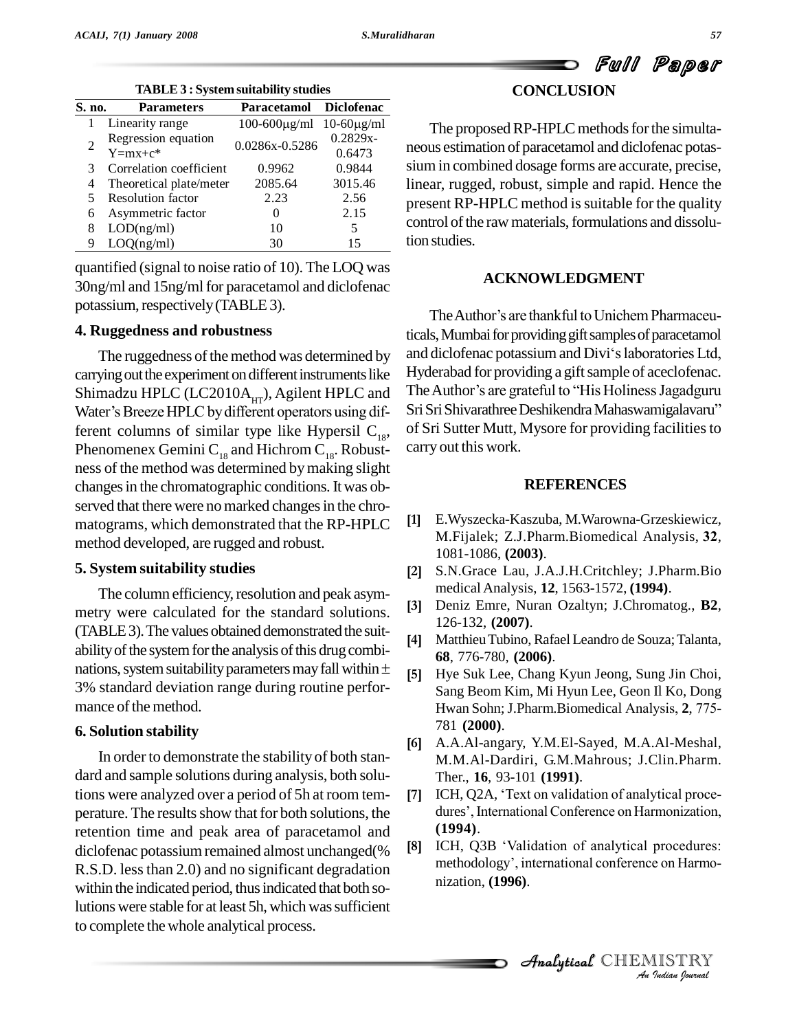**TABLE 3 : System suitability studies**

| S. no. | Parameters | Paracetamol | Diclofenac |
|---|---|---|---|
| 1 | Linearity range | 100-600μg/ml | 10-60μg/ml |
| 2 | Regression equation Y=mx+c* | 0.0286x-0.5286 | 0.2829x-0.6473 |
| 3 | Correlation coefficient | 0.9962 | 0.9844 |
| 4 | Theoretical plate/meter | 2085.64 | 3015.46 |
| 5 | Resolution factor | 2.23 | 2.56 |
| 6 | Asymmetric factor | 0 | 2.15 |
| 8 | LOD(ng/ml) | 10 | 5 |
| 9 | LOQ(ng/ml) | 30 | 15 |

quantified (signal to noise ratio of 10). The LOQ was 30ng/ml and 15ng/ml for paracetamol and diclofenac potassium, respectively (TABLE 3).

### 4. Ruggedness and robustness

The ruggedness of the method was determined by carrying out the experiment on different instruments like Shimadzu HPLC (LC2010$A_{HT}$), Agilent HPLC and Water's Breeze HPLC by different operators using different columns of similar type like Hypersil $C_{18}$, Phenomenex Gemini $C_{18}$ and Hichrom $C_{18}$. Robustness of the method was determined by making slight changes in the chromatographic conditions. It was observed that there were no marked changes in the chromatograms, which demonstrated that the RP-HPLC method developed, are rugged and robust.

### 5. System suitability studies

The column efficiency, resolution and peak asymmetry were calculated for the standard solutions. (TABLE 3). The values obtained demonstrated the suitability of the system for the analysis of this drug combinations, system suitability parameters may fall within ± 3% standard deviation range during routine performance of the method.

### 6. Solution stability

In order to demonstrate the stability of both standard and sample solutions during analysis, both solutions were analyzed over a period of 5h at room temperature. The results show that for both solutions, the retention time and peak area of paracetamol and diclofenac potassium remained almost unchanged(% R.S.D. less than 2.0) and no significant degradation within the indicated period, thus indicated that both solutions were stable for at least 5h, which was sufficient to complete the whole analytical process.

## CONCLUSION

The proposed RP-HPLC methods for the simultaneous estimation of paracetamol and diclofenac potassium in combined dosage forms are accurate, precise, linear, rugged, robust, simple and rapid. Hence the present RP-HPLC method is suitable for the quality control of the raw materials, formulations and dissolution studies.

## ACKNOWLEDGMENT

The Author's are thankful to Unichem Pharmaceuticals, Mumbai for providing gift samples of paracetamol and diclofenac potassium and Divi's laboratories Ltd, Hyderabad for providing a gift sample of aceclofenac. The Author's are grateful to "His Holiness Jagadguru Sri Sri Shivarathree Deshikendra Mahaswamigalavaru" of Sri Sutter Mutt, Mysore for providing facilities to carry out this work.

## REFERENCES

[1] E.Wyszecka-Kaszuba, M.Warowna-Grzeskiewicz, M.Fijalek; Z.J.Pharm.Biomedical Analysis, **32**, 1081-1086, **(2003)**.

[2] S.N.Grace Lau, J.A.J.H.Critchley; J.Pharm.Bio medical Analysis, **12**, 1563-1572, **(1994)**.

[3] Deniz Emre, Nuran Ozaltyn; J.Chromatog., **B2**, 126-132, **(2007)**.

[4] Matthieu Tubino, Rafael Leandro de Souza; Talanta, **68**, 776-780, **(2006)**.

[5] Hye Suk Lee, Chang Kyun Jeong, Sung Jin Choi, Sang Beom Kim, Mi Hyun Lee, Geon Il Ko, Dong Hwan Sohn; J.Pharm.Biomedical Analysis, **2**, 775-781 **(2000)**.

[6] A.A.Al-angary, Y.M.El-Sayed, M.A.Al-Meshal, M.M.Al-Dardiri, G.M.Mahrous; J.Clin.Pharm. Ther., **16**, 93-101 **(1991)**.

[7] ICH, Q2A, 'Text on validation of analytical procedures', International Conference on Harmonization, **(1994)**.

[8] ICH, Q3B 'Validation of analytical procedures: methodology', international conference on Harmonization, **(1996)**.